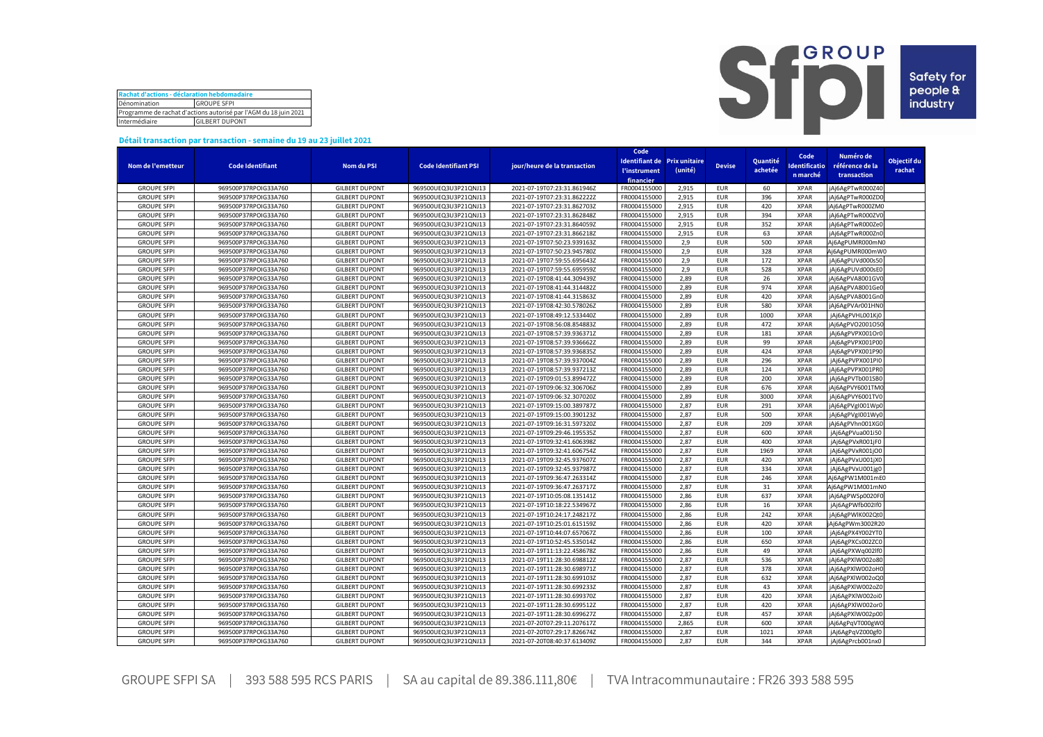| Rachat d'actions - déclaration hebdomadaire | |
|---|---|
| Dénomination | GROUPE SFPI |
| Programme de rachat d'actions autorisé par l'AGM du 18 juin 2021 | |
| Intermédiaire | GILBERT DUPONT |

### Détail transaction par transaction - semaine du 19 au 23 juillet 2021

| Nom de l'emetteur | Code Identifiant | Nom du PSI | Code Identifiant PSI | jour/heure de la transaction | Code Identifiant de l'instrument financier | Prix unitaire (unité) | Devise | Quantité achetée | Code Identification marché | Numéro de référence de la transaction | Objectif du rachat |
|---|---|---|---|---|---|---|---|---|---|---|---|
| GROUPE SFPI | 969500P37RPOIG33A760 | GILBERT DUPONT | 969500UEQ3U3P21QNJ13 | 2021-07-19T07:23:31.861946Z | FR0004155000 | 2,915 | EUR | 60 | XPAR | jAj6AgPTwR000Z40 | |
| GROUPE SFPI | 969500P37RPOIG33A760 | GILBERT DUPONT | 969500UEQ3U3P21QNJ13 | 2021-07-19T07:23:31.862222Z | FR0004155000 | 2,915 | EUR | 396 | XPAR | jAj6AgPTwR000ZD0 | |
| GROUPE SFPI | 969500P37RPOIG33A760 | GILBERT DUPONT | 969500UEQ3U3P21QNJ13 | 2021-07-19T07:23:31.862703Z | FR0004155000 | 2,915 | EUR | 420 | XPAR | jAj6AgPTwR000ZM0 | |
| GROUPE SFPI | 969500P37RPOIG33A760 | GILBERT DUPONT | 969500UEQ3U3P21QNJ13 | 2021-07-19T07:23:31.862848Z | FR0004155000 | 2,915 | EUR | 394 | XPAR | jAj6AgPTwR000ZV0 | |
| GROUPE SFPI | 969500P37RPOIG33A760 | GILBERT DUPONT | 969500UEQ3U3P21QNJ13 | 2021-07-19T07:23:31.864059Z | FR0004155000 | 2,915 | EUR | 352 | XPAR | jAj6AgPTwR000Ze0 | |
| GROUPE SFPI | 969500P37RPOIG33A760 | GILBERT DUPONT | 969500UEQ3U3P21QNJ13 | 2021-07-19T07:23:31.866218Z | FR0004155000 | 2,915 | EUR | 63 | XPAR | jAj6AgPTwR000Zn0 | |
| GROUPE SFPI | 969500P37RPOIG33A760 | GILBERT DUPONT | 969500UEQ3U3P21QNJ13 | 2021-07-19T07:50:23.939163Z | FR0004155000 | 2,9 | EUR | 500 | XPAR | Aj6AgPUMR000mN0 | |
| GROUPE SFPI | 969500P37RPOIG33A760 | GILBERT DUPONT | 969500UEQ3U3P21QNJ13 | 2021-07-19T07:50:23.945780Z | FR0004155000 | 2,9 | EUR | 328 | XPAR | Aj6AgPUMR000mW0 | |
| GROUPE SFPI | 969500P37RPOIG33A760 | GILBERT DUPONT | 969500UEQ3U3P21QNJ13 | 2021-07-19T07:59:55.695643Z | FR0004155000 | 2,9 | EUR | 172 | XPAR | jAj6AgPUVd000s50 | |
| GROUPE SFPI | 969500P37RPOIG33A760 | GILBERT DUPONT | 969500UEQ3U3P21QNJ13 | 2021-07-19T07:59:55.695959Z | FR0004155000 | 2,9 | EUR | 528 | XPAR | jAj6AgPUVd000sE0 | |
| GROUPE SFPI | 969500P37RPOIG33A760 | GILBERT DUPONT | 969500UEQ3U3P21QNJ13 | 2021-07-19T08:41:44.309439Z | FR0004155000 | 2,89 | EUR | 26 | XPAR | jAj6AgPVA8001GV0 | |
| GROUPE SFPI | 969500P37RPOIG33A760 | GILBERT DUPONT | 969500UEQ3U3P21QNJ13 | 2021-07-19T08:41:44.314482Z | FR0004155000 | 2,89 | EUR | 974 | XPAR | jAj6AgPVA8001Ge0 | |
| GROUPE SFPI | 969500P37RPOIG33A760 | GILBERT DUPONT | 969500UEQ3U3P21QNJ13 | 2021-07-19T08:41:44.315863Z | FR0004155000 | 2,89 | EUR | 420 | XPAR | jAj6AgPVA8001Gn0 | |
| GROUPE SFPI | 969500P37RPOIG33A760 | GILBERT DUPONT | 969500UEQ3U3P21QNJ13 | 2021-07-19T08:42:30.578026Z | FR0004155000 | 2,89 | EUR | 580 | XPAR | jAj6AgPVAr001HN0 | |
| GROUPE SFPI | 969500P37RPOIG33A760 | GILBERT DUPONT | 969500UEQ3U3P21QNJ13 | 2021-07-19T08:49:12.533440Z | FR0004155000 | 2,89 | EUR | 1000 | XPAR | jAj6AgPVHL001Kj0 | |
| GROUPE SFPI | 969500P37RPOIG33A760 | GILBERT DUPONT | 969500UEQ3U3P21QNJ13 | 2021-07-19T08:56:08.854883Z | FR0004155000 | 2,89 | EUR | 472 | XPAR | jAj6AgPVO2001O50 | |
| GROUPE SFPI | 969500P37RPOIG33A760 | GILBERT DUPONT | 969500UEQ3U3P21QNJ13 | 2021-07-19T08:57:39.936371Z | FR0004155000 | 2,89 | EUR | 181 | XPAR | jAj6AgPVPX001Or0 | |
| GROUPE SFPI | 969500P37RPOIG33A760 | GILBERT DUPONT | 969500UEQ3U3P21QNJ13 | 2021-07-19T08:57:39.936662Z | FR0004155000 | 2,89 | EUR | 99 | XPAR | jAj6AgPVPX001P00 | |
| GROUPE SFPI | 969500P37RPOIG33A760 | GILBERT DUPONT | 969500UEQ3U3P21QNJ13 | 2021-07-19T08:57:39.936835Z | FR0004155000 | 2,89 | EUR | 424 | XPAR | jAj6AgPVPX001P90 | |
| GROUPE SFPI | 969500P37RPOIG33A760 | GILBERT DUPONT | 969500UEQ3U3P21QNJ13 | 2021-07-19T08:57:39.937004Z | FR0004155000 | 2,89 | EUR | 296 | XPAR | jAj6AgPVPX001PI0 | |
| GROUPE SFPI | 969500P37RPOIG33A760 | GILBERT DUPONT | 969500UEQ3U3P21QNJ13 | 2021-07-19T08:57:39.937213Z | FR0004155000 | 2,89 | EUR | 124 | XPAR | jAj6AgPVPX001PR0 | |
| GROUPE SFPI | 969500P37RPOIG33A760 | GILBERT DUPONT | 969500UEQ3U3P21QNJ13 | 2021-07-19T09:01:53.899472Z | FR0004155000 | 2,89 | EUR | 200 | XPAR | jAj6AgPVTb001S80 | |
| GROUPE SFPI | 969500P37RPOIG33A760 | GILBERT DUPONT | 969500UEQ3U3P21QNJ13 | 2021-07-19T09:06:32.306706Z | FR0004155000 | 2,89 | EUR | 676 | XPAR | jAj6AgPVY6001TM0 | |
| GROUPE SFPI | 969500P37RPOIG33A760 | GILBERT DUPONT | 969500UEQ3U3P21QNJ13 | 2021-07-19T09:06:32.307020Z | FR0004155000 | 2,89 | EUR | 3000 | XPAR | jAj6AgPVY6001TV0 | |
| GROUPE SFPI | 969500P37RPOIG33A760 | GILBERT DUPONT | 969500UEQ3U3P21QNJ13 | 2021-07-19T09:15:00.389787Z | FR0004155000 | 2,87 | EUR | 291 | XPAR | jAj6AgPVgI001Wp0 | |
| GROUPE SFPI | 969500P37RPOIG33A760 | GILBERT DUPONT | 969500UEQ3U3P21QNJ13 | 2021-07-19T09:15:00.390123Z | FR0004155000 | 2,87 | EUR | 500 | XPAR | jAj6AgPVgI001Wy0 | |
| GROUPE SFPI | 969500P37RPOIG33A760 | GILBERT DUPONT | 969500UEQ3U3P21QNJ13 | 2021-07-19T09:16:31.597320Z | FR0004155000 | 2,87 | EUR | 209 | XPAR | jAj6AgPVhn001XG0 | |
| GROUPE SFPI | 969500P37RPOIG33A760 | GILBERT DUPONT | 969500UEQ3U3P21QNJ13 | 2021-07-19T09:29:46.195535Z | FR0004155000 | 2,87 | EUR | 600 | XPAR | jAj6AgPVua001i50 | |
| GROUPE SFPI | 969500P37RPOIG33A760 | GILBERT DUPONT | 969500UEQ3U3P21QNJ13 | 2021-07-19T09:32:41.606398Z | FR0004155000 | 2,87 | EUR | 400 | XPAR | jAj6AgPVxR001jF0 | |
| GROUPE SFPI | 969500P37RPOIG33A760 | GILBERT DUPONT | 969500UEQ3U3P21QNJ13 | 2021-07-19T09:32:41.606754Z | FR0004155000 | 2,87 | EUR | 1969 | XPAR | jAj6AgPVxR001jO0 | |
| GROUPE SFPI | 969500P37RPOIG33A760 | GILBERT DUPONT | 969500UEQ3U3P21QNJ13 | 2021-07-19T09:32:45.937607Z | FR0004155000 | 2,87 | EUR | 420 | XPAR | jAj6AgPVxU001jX0 | |
| GROUPE SFPI | 969500P37RPOIG33A760 | GILBERT DUPONT | 969500UEQ3U3P21QNJ13 | 2021-07-19T09:32:45.937987Z | FR0004155000 | 2,87 | EUR | 334 | XPAR | jAj6AgPVxU001jg0 | |
| GROUPE SFPI | 969500P37RPOIG33A760 | GILBERT DUPONT | 969500UEQ3U3P21QNJ13 | 2021-07-19T09:36:47.263314Z | FR0004155000 | 2,87 | EUR | 246 | XPAR | Aj6AgPW1M001mE0 | |
| GROUPE SFPI | 969500P37RPOIG33A760 | GILBERT DUPONT | 969500UEQ3U3P21QNJ13 | 2021-07-19T09:36:47.263717Z | FR0004155000 | 2,87 | EUR | 31 | XPAR | Aj6AgPW1M001mN0 | |
| GROUPE SFPI | 969500P37RPOIG33A760 | GILBERT DUPONT | 969500UEQ3U3P21QNJ13 | 2021-07-19T10:05:08.135141Z | FR0004155000 | 2,86 | EUR | 637 | XPAR | jAj6AgPWSp0020F0 | |
| GROUPE SFPI | 969500P37RPOIG33A760 | GILBERT DUPONT | 969500UEQ3U3P21QNJ13 | 2021-07-19T10:18:22.534967Z | FR0004155000 | 2,86 | EUR | 16 | XPAR | jAj6AgPWfb002lf0 | |
| GROUPE SFPI | 969500P37RPOIG33A760 | GILBERT DUPONT | 969500UEQ3U3P21QNJ13 | 2021-07-19T10:24:17.248217Z | FR0004155000 | 2,86 | EUR | 242 | XPAR | jAj6AgPWlK002Qt0 | |
| GROUPE SFPI | 969500P37RPOIG33A760 | GILBERT DUPONT | 969500UEQ3U3P21QNJ13 | 2021-07-19T10:25:01.615159Z | FR0004155000 | 2,86 | EUR | 420 | XPAR | jAj6AgPWm3002R20 | |
| GROUPE SFPI | 969500P37RPOIG33A760 | GILBERT DUPONT | 969500UEQ3U3P21QNJ13 | 2021-07-19T10:44:07.657067Z | FR0004155000 | 2,86 | EUR | 100 | XPAR | jAj6AgPX4Y002YT0 | |
| GROUPE SFPI | 969500P37RPOIG33A760 | GILBERT DUPONT | 969500UEQ3U3P21QNJ13 | 2021-07-19T10:52:45.535014Z | FR0004155000 | 2,86 | EUR | 650 | XPAR | jAj6AgPXCs002ZC0 | |
| GROUPE SFPI | 969500P37RPOIG33A760 | GILBERT DUPONT | 969500UEQ3U3P21QNJ13 | 2021-07-19T11:13:22.458678Z | FR0004155000 | 2,86 | EUR | 49 | XPAR | jAj6AgPXWq002lf0 | |
| GROUPE SFPI | 969500P37RPOIG33A760 | GILBERT DUPONT | 969500UEQ3U3P21QNJ13 | 2021-07-19T11:28:30.698812Z | FR0004155000 | 2,87 | EUR | 536 | XPAR | jAj6AgPXlW002o80 | |
| GROUPE SFPI | 969500P37RPOIG33A760 | GILBERT DUPONT | 969500UEQ3U3P21QNJ13 | 2021-07-19T11:28:30.698971Z | FR0004155000 | 2,87 | EUR | 378 | XPAR | jAj6AgPXlW002oH0 | |
| GROUPE SFPI | 969500P37RPOIG33A760 | GILBERT DUPONT | 969500UEQ3U3P21QNJ13 | 2021-07-19T11:28:30.699103Z | FR0004155000 | 2,87 | EUR | 632 | XPAR | jAj6AgPXlW002oQ0 | |
| GROUPE SFPI | 969500P37RPOIG33A760 | GILBERT DUPONT | 969500UEQ3U3P21QNJ13 | 2021-07-19T11:28:30.699233Z | FR0004155000 | 2,87 | EUR | 43 | XPAR | jAj6AgPXlW002oZ0 | |
| GROUPE SFPI | 969500P37RPOIG33A760 | GILBERT DUPONT | 969500UEQ3U3P21QNJ13 | 2021-07-19T11:28:30.699370Z | FR0004155000 | 2,87 | EUR | 420 | XPAR | jAj6AgPXlW002oi0 | |
| GROUPE SFPI | 969500P37RPOIG33A760 | GILBERT DUPONT | 969500UEQ3U3P21QNJ13 | 2021-07-19T11:28:30.699512Z | FR0004155000 | 2,87 | EUR | 420 | XPAR | jAj6AgPXlW002or0 | |
| GROUPE SFPI | 969500P37RPOIG33A760 | GILBERT DUPONT | 969500UEQ3U3P21QNJ13 | 2021-07-19T11:28:30.699627Z | FR0004155000 | 2,87 | EUR | 457 | XPAR | jAj6AgPXlW002p00 | |
| GROUPE SFPI | 969500P37RPOIG33A760 | GILBERT DUPONT | 969500UEQ3U3P21QNJ13 | 2021-07-20T07:29:11.207617Z | FR0004155000 | 2,865 | EUR | 600 | XPAR | jAj6AgPqVT000gW0 | |
| GROUPE SFPI | 969500P37RPOIG33A760 | GILBERT DUPONT | 969500UEQ3U3P21QNJ13 | 2021-07-20T07:29:17.826674Z | FR0004155000 | 2,87 | EUR | 1021 | XPAR | jAj6AgPqVZ000gf0 | |
| GROUPE SFPI | 969500P37RPOIG33A760 | GILBERT DUPONT | 969500UEQ3U3P21QNJ13 | 2021-07-20T08:40:37.613409Z | FR0004155000 | 2,87 | EUR | 344 | XPAR | jAj6AgPrcb001nx0 | |

GROUPE SFPI SA | 393 588 595 RCS PARIS | SA au capital de 89.386.111,80€ | TVA Intracommunautaire : FR26 393 588 595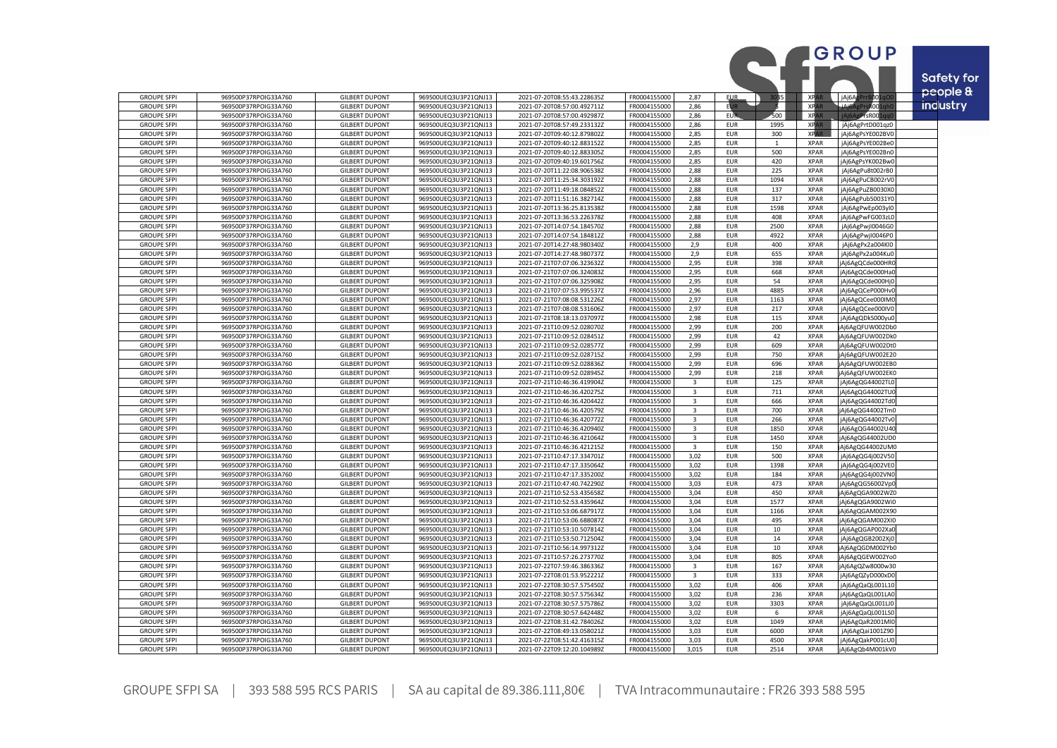| | | | | | | | | | | |
|---|---|---|---|---|---|---|---|---|---|---|
| GROUPE SFPI | 969500P37RPOIG33A760 | GILBERT DUPONT | 969500UEQ3U3P21QNJ13 | 2021-07-20T08:55:43.228635Z | FR0004155000 | 2,87 | EUR | 3035 | XPAR | jAj6AgPrrB001qO0 |
| GROUPE SFPI | 969500P37RPOIG33A760 | GILBERT DUPONT | 969500UEQ3U3P21QNJ13 | 2021-07-20T08:57:00.492711Z | FR0004155000 | 2,86 | EUR | 5 | XPAR | jAj6AgPrsR001qh0 |
| GROUPE SFPI | 969500P37RPOIG33A760 | GILBERT DUPONT | 969500UEQ3U3P21QNJ13 | 2021-07-20T08:57:00.492987Z | FR0004155000 | 2,86 | EUR | 500 | XPAR | jAj6AgPrsR001qg0 |
| GROUPE SFPI | 969500P37RPOIG33A760 | GILBERT DUPONT | 969500UEQ3U3P21QNJ13 | 2021-07-20T08:57:49.233132Z | FR0004155000 | 2,86 | EUR | 1995 | XPAR | jAj6AgPrtD001qz0 |
| GROUPE SFPI | 969500P37RPOIG33A760 | GILBERT DUPONT | 969500UEQ3U3P21QNJ13 | 2021-07-20T09:40:12.879802Z | FR0004155000 | 2,85 | EUR | 300 | XPAR | jAj6AgPsYE002BV0 |
| GROUPE SFPI | 969500P37RPOIG33A760 | GILBERT DUPONT | 969500UEQ3U3P21QNJ13 | 2021-07-20T09:40:12.883152Z | FR0004155000 | 2,85 | EUR | 1 | XPAR | jAj6AgPsYE002Be0 |
| GROUPE SFPI | 969500P37RPOIG33A760 | GILBERT DUPONT | 969500UEQ3U3P21QNJ13 | 2021-07-20T09:40:12.883305Z | FR0004155000 | 2,85 | EUR | 500 | XPAR | jAj6AgPsYE002Bn0 |
| GROUPE SFPI | 969500P37RPOIG33A760 | GILBERT DUPONT | 969500UEQ3U3P21QNJ13 | 2021-07-20T09:40:19.601756Z | FR0004155000 | 2,85 | EUR | 420 | XPAR | jAj6AgPsYK002Bw0 |
| GROUPE SFPI | 969500P37RPOIG33A760 | GILBERT DUPONT | 969500UEQ3U3P21QNJ13 | 2021-07-20T11:22:08.906538Z | FR0004155000 | 2,88 | EUR | 225 | XPAR | jAj6AgPu8t002rB0 |
| GROUPE SFPI | 969500P37RPOIG33A760 | GILBERT DUPONT | 969500UEQ3U3P21QNJ13 | 2021-07-20T11:25:34.303192Z | FR0004155000 | 2,88 | EUR | 1094 | XPAR | jAj6AgPuCB002rV0 |
| GROUPE SFPI | 969500P37RPOIG33A760 | GILBERT DUPONT | 969500UEQ3U3P21QNJ13 | 2021-07-20T11:49:18.084852Z | FR0004155000 | 2,88 | EUR | 137 | XPAR | jAj6AgPuZB0030X0 |
| GROUPE SFPI | 969500P37RPOIG33A760 | GILBERT DUPONT | 969500UEQ3U3P21QNJ13 | 2021-07-20T11:51:16.382714Z | FR0004155000 | 2,88 | EUR | 317 | XPAR | jAj6AgPub50031Y0 |
| GROUPE SFPI | 969500P37RPOIG33A760 | GILBERT DUPONT | 969500UEQ3U3P21QNJ13 | 2021-07-20T13:36:25.813538Z | FR0004155000 | 2,88 | EUR | 1598 | XPAR | jAj6AgPwEp003yl0 |
| GROUPE SFPI | 969500P37RPOIG33A760 | GILBERT DUPONT | 969500UEQ3U3P21QNJ13 | 2021-07-20T13:36:53.226378Z | FR0004155000 | 2,88 | EUR | 408 | XPAR | jAj6AgPwFG003zL0 |
| GROUPE SFPI | 969500P37RPOIG33A760 | GILBERT DUPONT | 969500UEQ3U3P21QNJ13 | 2021-07-20T14:07:54.184570Z | FR0004155000 | 2,88 | EUR | 2500 | XPAR | jAj6AgPwjI0046G0 |
| GROUPE SFPI | 969500P37RPOIG33A760 | GILBERT DUPONT | 969500UEQ3U3P21QNJ13 | 2021-07-20T14:07:54.184812Z | FR0004155000 | 2,88 | EUR | 4922 | XPAR | jAj6AgPwjI0046P0 |
| GROUPE SFPI | 969500P37RPOIG33A760 | GILBERT DUPONT | 969500UEQ3U3P21QNJ13 | 2021-07-20T14:27:48.980340Z | FR0004155000 | 2,9 | EUR | 400 | XPAR | jAj6AgPx2a004Kl0 |
| GROUPE SFPI | 969500P37RPOIG33A760 | GILBERT DUPONT | 969500UEQ3U3P21QNJ13 | 2021-07-20T14:27:48.980737Z | FR0004155000 | 2,9 | EUR | 655 | XPAR | jAj6AgPx2a004Ku0 |
| GROUPE SFPI | 969500P37RPOIG33A760 | GILBERT DUPONT | 969500UEQ3U3P21QNJ13 | 2021-07-21T07:07:06.323632Z | FR0004155000 | 2,95 | EUR | 398 | XPAR | jAj6AgQCde000HR0 |
| GROUPE SFPI | 969500P37RPOIG33A760 | GILBERT DUPONT | 969500UEQ3U3P21QNJ13 | 2021-07-21T07:07:06.324083Z | FR0004155000 | 2,95 | EUR | 668 | XPAR | jAj6AgQCde000Ha0 |
| GROUPE SFPI | 969500P37RPOIG33A760 | GILBERT DUPONT | 969500UEQ3U3P21QNJ13 | 2021-07-21T07:07:06.325908Z | FR0004155000 | 2,95 | EUR | 54 | XPAR | jAj6AgQCde000Hj0 |
| GROUPE SFPI | 969500P37RPOIG33A760 | GILBERT DUPONT | 969500UEQ3U3P21QNJ13 | 2021-07-21T07:07:53.995537Z | FR0004155000 | 2,96 | EUR | 4885 | XPAR | jAj6AgQCeP000Hv0 |
| GROUPE SFPI | 969500P37RPOIG33A760 | GILBERT DUPONT | 969500UEQ3U3P21QNJ13 | 2021-07-21T07:08:08.531226Z | FR0004155000 | 2,97 | EUR | 1163 | XPAR | jAj6AgQCee000IM0 |
| GROUPE SFPI | 969500P37RPOIG33A760 | GILBERT DUPONT | 969500UEQ3U3P21QNJ13 | 2021-07-21T07:08:08.531606Z | FR0004155000 | 2,97 | EUR | 217 | XPAR | jAj6AgQCee000IV0 |
| GROUPE SFPI | 969500P37RPOIG33A760 | GILBERT DUPONT | 969500UEQ3U3P21QNJ13 | 2021-07-21T08:18:13.037097Z | FR0004155000 | 2,98 | EUR | 115 | XPAR | jAj6AgQDkS000yu0 |
| GROUPE SFPI | 969500P37RPOIG33A760 | GILBERT DUPONT | 969500UEQ3U3P21QNJ13 | 2021-07-21T10:09:52.028070Z | FR0004155000 | 2,99 | EUR | 200 | XPAR | jAj6AgQFUW002Db0 |
| GROUPE SFPI | 969500P37RPOIG33A760 | GILBERT DUPONT | 969500UEQ3U3P21QNJ13 | 2021-07-21T10:09:52.028451Z | FR0004155000 | 2,99 | EUR | 42 | XPAR | jAj6AgQFUW002Dk0 |
| GROUPE SFPI | 969500P37RPOIG33A760 | GILBERT DUPONT | 969500UEQ3U3P21QNJ13 | 2021-07-21T10:09:52.028577Z | FR0004155000 | 2,99 | EUR | 609 | XPAR | jAj6AgQFUW002Dt0 |
| GROUPE SFPI | 969500P37RPOIG33A760 | GILBERT DUPONT | 969500UEQ3U3P21QNJ13 | 2021-07-21T10:09:52.028715Z | FR0004155000 | 2,99 | EUR | 750 | XPAR | jAj6AgQFUW002E20 |
| GROUPE SFPI | 969500P37RPOIG33A760 | GILBERT DUPONT | 969500UEQ3U3P21QNJ13 | 2021-07-21T10:09:52.028836Z | FR0004155000 | 2,99 | EUR | 696 | XPAR | jAj6AgQFUW002EB0 |
| GROUPE SFPI | 969500P37RPOIG33A760 | GILBERT DUPONT | 969500UEQ3U3P21QNJ13 | 2021-07-21T10:09:52.028945Z | FR0004155000 | 2,99 | EUR | 218 | XPAR | jAj6AgQFUW002EK0 |
| GROUPE SFPI | 969500P37RPOIG33A760 | GILBERT DUPONT | 969500UEQ3U3P21QNJ13 | 2021-07-21T10:46:36.419904Z | FR0004155000 | 3 | EUR | 125 | XPAR | jAj6AgQG44002TL0 |
| GROUPE SFPI | 969500P37RPOIG33A760 | GILBERT DUPONT | 969500UEQ3U3P21QNJ13 | 2021-07-21T10:46:36.420275Z | FR0004155000 | 3 | EUR | 711 | XPAR | jAj6AgQG44002TU0 |
| GROUPE SFPI | 969500P37RPOIG33A760 | GILBERT DUPONT | 969500UEQ3U3P21QNJ13 | 2021-07-21T10:46:36.420442Z | FR0004155000 | 3 | EUR | 666 | XPAR | jAj6AgQG44002Td0 |
| GROUPE SFPI | 969500P37RPOIG33A760 | GILBERT DUPONT | 969500UEQ3U3P21QNJ13 | 2021-07-21T10:46:36.420579Z | FR0004155000 | 3 | EUR | 700 | XPAR | jAj6AgQG44002Tm0 |
| GROUPE SFPI | 969500P37RPOIG33A760 | GILBERT DUPONT | 969500UEQ3U3P21QNJ13 | 2021-07-21T10:46:36.420772Z | FR0004155000 | 3 | EUR | 266 | XPAR | jAj6AgQG44002Tv0 |
| GROUPE SFPI | 969500P37RPOIG33A760 | GILBERT DUPONT | 969500UEQ3U3P21QNJ13 | 2021-07-21T10:46:36.420940Z | FR0004155000 | 3 | EUR | 1850 | XPAR | jAj6AgQG44002U40 |
| GROUPE SFPI | 969500P37RPOIG33A760 | GILBERT DUPONT | 969500UEQ3U3P21QNJ13 | 2021-07-21T10:46:36.421064Z | FR0004155000 | 3 | EUR | 1450 | XPAR | jAj6AgQG44002UD0 |
| GROUPE SFPI | 969500P37RPOIG33A760 | GILBERT DUPONT | 969500UEQ3U3P21QNJ13 | 2021-07-21T10:46:36.421215Z | FR0004155000 | 3 | EUR | 150 | XPAR | jAj6AgQG44002UM0 |
| GROUPE SFPI | 969500P37RPOIG33A760 | GILBERT DUPONT | 969500UEQ3U3P21QNJ13 | 2021-07-21T10:47:17.334701Z | FR0004155000 | 3,02 | EUR | 500 | XPAR | jAj6AgQG4j002V50 |
| GROUPE SFPI | 969500P37RPOIG33A760 | GILBERT DUPONT | 969500UEQ3U3P21QNJ13 | 2021-07-21T10:47:17.335064Z | FR0004155000 | 3,02 | EUR | 1398 | XPAR | jAj6AgQG4j002VE0 |
| GROUPE SFPI | 969500P37RPOIG33A760 | GILBERT DUPONT | 969500UEQ3U3P21QNJ13 | 2021-07-21T10:47:17.335200Z | FR0004155000 | 3,02 | EUR | 184 | XPAR | jAj6AgQG4j002VN0 |
| GROUPE SFPI | 969500P37RPOIG33A760 | GILBERT DUPONT | 969500UEQ3U3P21QNJ13 | 2021-07-21T10:47:40.742290Z | FR0004155000 | 3,03 | EUR | 473 | XPAR | jAj6AgQG56002Vp0 |
| GROUPE SFPI | 969500P37RPOIG33A760 | GILBERT DUPONT | 969500UEQ3U3P21QNJ13 | 2021-07-21T10:52:53.435658Z | FR0004155000 | 3,04 | EUR | 450 | XPAR | jAj6AgQGA9002WZ0 |
| GROUPE SFPI | 969500P37RPOIG33A760 | GILBERT DUPONT | 969500UEQ3U3P21QNJ13 | 2021-07-21T10:52:53.435964Z | FR0004155000 | 3,04 | EUR | 1577 | XPAR | jAj6AgQGA9002Wi0 |
| GROUPE SFPI | 969500P37RPOIG33A760 | GILBERT DUPONT | 969500UEQ3U3P21QNJ13 | 2021-07-21T10:53:06.687917Z | FR0004155000 | 3,04 | EUR | 1166 | XPAR | jAj6AgQGAM002X90 |
| GROUPE SFPI | 969500P37RPOIG33A760 | GILBERT DUPONT | 969500UEQ3U3P21QNJ13 | 2021-07-21T10:53:06.688087Z | FR0004155000 | 3,04 | EUR | 495 | XPAR | jAj6AgQGAM002XI0 |
| GROUPE SFPI | 969500P37RPOIG33A760 | GILBERT DUPONT | 969500UEQ3U3P21QNJ13 | 2021-07-21T10:53:10.507814Z | FR0004155000 | 3,04 | EUR | 10 | XPAR | jAj6AgQGAP002Xa0 |
| GROUPE SFPI | 969500P37RPOIG33A760 | GILBERT DUPONT | 969500UEQ3U3P21QNJ13 | 2021-07-21T10:53:50.712504Z | FR0004155000 | 3,04 | EUR | 14 | XPAR | jAj6AgQGB2002Xj0 |
| GROUPE SFPI | 969500P37RPOIG33A760 | GILBERT DUPONT | 969500UEQ3U3P21QNJ13 | 2021-07-21T10:56:14.997312Z | FR0004155000 | 3,04 | EUR | 10 | XPAR | jAj6AgQGDM002Yb0 |
| GROUPE SFPI | 969500P37RPOIG33A760 | GILBERT DUPONT | 969500UEQ3U3P21QNJ13 | 2021-07-21T10:57:26.273770Z | FR0004155000 | 3,04 | EUR | 805 | XPAR | jAj6AgQGEW002Yo0 |
| GROUPE SFPI | 969500P37RPOIG33A760 | GILBERT DUPONT | 969500UEQ3U3P21QNJ13 | 2021-07-22T07:59:46.386336Z | FR0004155000 | 3 | EUR | 167 | XPAR | jAj6AgQZw8000w30 |
| GROUPE SFPI | 969500P37RPOIG33A760 | GILBERT DUPONT | 969500UEQ3U3P21QNJ13 | 2021-07-22T08:01:53.952221Z | FR0004155000 | 3 | EUR | 333 | XPAR | jAj6AgQZyD000xD0 |
| GROUPE SFPI | 969500P37RPOIG33A760 | GILBERT DUPONT | 969500UEQ3U3P21QNJ13 | 2021-07-22T08:30:57.575450Z | FR0004155000 | 3,02 | EUR | 406 | XPAR | jAj6AgQaQL001L10 |
| GROUPE SFPI | 969500P37RPOIG33A760 | GILBERT DUPONT | 969500UEQ3U3P21QNJ13 | 2021-07-22T08:30:57.575634Z | FR0004155000 | 3,02 | EUR | 236 | XPAR | jAj6AgQaQL001LA0 |
| GROUPE SFPI | 969500P37RPOIG33A760 | GILBERT DUPONT | 969500UEQ3U3P21QNJ13 | 2021-07-22T08:30:57.575786Z | FR0004155000 | 3,02 | EUR | 3303 | XPAR | jAj6AgQaQL001LJ0 |
| GROUPE SFPI | 969500P37RPOIG33A760 | GILBERT DUPONT | 969500UEQ3U3P21QNJ13 | 2021-07-22T08:30:57.642448Z | FR0004155000 | 3,02 | EUR | 6 | XPAR | jAj6AgQaQL001LS0 |
| GROUPE SFPI | 969500P37RPOIG33A760 | GILBERT DUPONT | 969500UEQ3U3P21QNJ13 | 2021-07-22T08:31:42.784026Z | FR0004155000 | 3,02 | EUR | 1049 | XPAR | jAj6AgQaR2001Ml0 |
| GROUPE SFPI | 969500P37RPOIG33A760 | GILBERT DUPONT | 969500UEQ3U3P21QNJ13 | 2021-07-22T08:49:13.058021Z | FR0004155000 | 3,03 | EUR | 6000 | XPAR | jAj6AgQai1001Z90 |
| GROUPE SFPI | 969500P37RPOIG33A760 | GILBERT DUPONT | 969500UEQ3U3P21QNJ13 | 2021-07-22T08:51:42.416315Z | FR0004155000 | 3,03 | EUR | 4500 | XPAR | jAj6AgQakP001cU0 |
| GROUPE SFPI | 969500P37RPOIG33A760 | GILBERT DUPONT | 969500UEQ3U3P21QNJ13 | 2021-07-22T09:12:20.104989Z | FR0004155000 | 3,015 | EUR | 2514 | XPAR | jAj6AgQb4M001kV0 |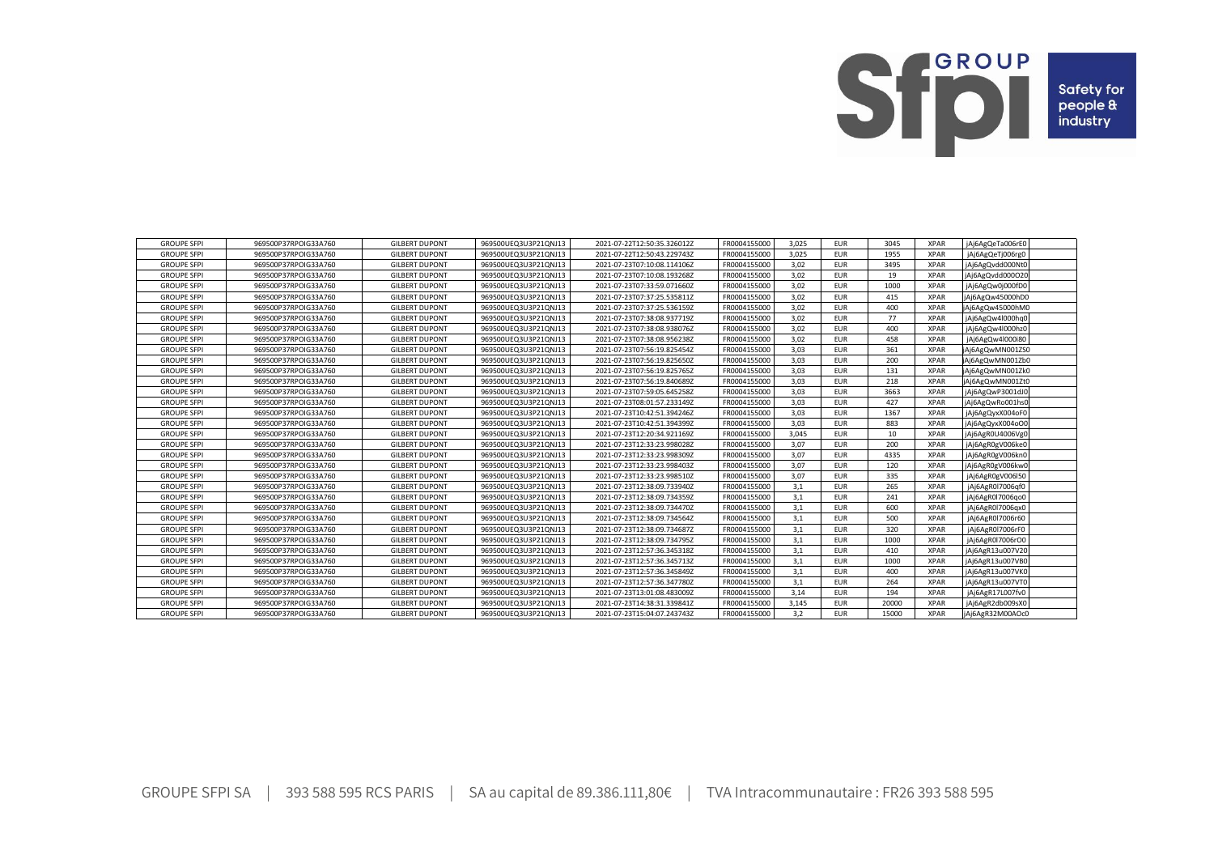| | | | | | | | | | | |
|---|---|---|---|---|---|---|---|---|---|---|
| GROUPE SFPI | 969500P37RPOIG33A760 | GILBERT DUPONT | 969500UEQ3U3P21QNJ13 | 2021-07-22T12:50:35.326012Z | FR0004155000 | 3,025 | EUR | 3045 | XPAR | jAj6AgQeTa006rE0 |
| GROUPE SFPI | 969500P37RPOIG33A760 | GILBERT DUPONT | 969500UEQ3U3P21QNJ13 | 2021-07-22T12:50:43.229743Z | FR0004155000 | 3,025 | EUR | 1955 | XPAR | jAj6AgQeTj006rg0 |
| GROUPE SFPI | 969500P37RPOIG33A760 | GILBERT DUPONT | 969500UEQ3U3P21QNJ13 | 2021-07-23T07:10:08.114106Z | FR0004155000 | 3,02 | EUR | 3495 | XPAR | jAj6AgQvdd000Nt0 |
| GROUPE SFPI | 969500P37RPOIG33A760 | GILBERT DUPONT | 969500UEQ3U3P21QNJ13 | 2021-07-23T07:10:08.193268Z | FR0004155000 | 3,02 | EUR | 19 | XPAR | jAj6AgQvdd000O20 |
| GROUPE SFPI | 969500P37RPOIG33A760 | GILBERT DUPONT | 969500UEQ3U3P21QNJ13 | 2021-07-23T07:33:59.071660Z | FR0004155000 | 3,02 | EUR | 1000 | XPAR | jAj6AgQw0j000fD0 |
| GROUPE SFPI | 969500P37RPOIG33A760 | GILBERT DUPONT | 969500UEQ3U3P21QNJ13 | 2021-07-23T07:37:25.535811Z | FR0004155000 | 3,02 | EUR | 415 | XPAR | jAj6AgQw45000hD0 |
| GROUPE SFPI | 969500P37RPOIG33A760 | GILBERT DUPONT | 969500UEQ3U3P21QNJ13 | 2021-07-23T07:37:25.536159Z | FR0004155000 | 3,02 | EUR | 400 | XPAR | jAj6AgQw45000hM0 |
| GROUPE SFPI | 969500P37RPOIG33A760 | GILBERT DUPONT | 969500UEQ3U3P21QNJ13 | 2021-07-23T07:38:08.937719Z | FR0004155000 | 3,02 | EUR | 77 | XPAR | jAj6AgQw4l000hq0 |
| GROUPE SFPI | 969500P37RPOIG33A760 | GILBERT DUPONT | 969500UEQ3U3P21QNJ13 | 2021-07-23T07:38:08.938076Z | FR0004155000 | 3,02 | EUR | 400 | XPAR | jAj6AgQw4l000hz0 |
| GROUPE SFPI | 969500P37RPOIG33A760 | GILBERT DUPONT | 969500UEQ3U3P21QNJ13 | 2021-07-23T07:38:08.956238Z | FR0004155000 | 3,02 | EUR | 458 | XPAR | jAj6AgQw4l000i80 |
| GROUPE SFPI | 969500P37RPOIG33A760 | GILBERT DUPONT | 969500UEQ3U3P21QNJ13 | 2021-07-23T07:56:19.825454Z | FR0004155000 | 3,03 | EUR | 361 | XPAR | jAj6AgQwMN001ZS0 |
| GROUPE SFPI | 969500P37RPOIG33A760 | GILBERT DUPONT | 969500UEQ3U3P21QNJ13 | 2021-07-23T07:56:19.825650Z | FR0004155000 | 3,03 | EUR | 200 | XPAR | jAj6AgQwMN001Zb0 |
| GROUPE SFPI | 969500P37RPOIG33A760 | GILBERT DUPONT | 969500UEQ3U3P21QNJ13 | 2021-07-23T07:56:19.825765Z | FR0004155000 | 3,03 | EUR | 131 | XPAR | jAj6AgQwMN001Zk0 |
| GROUPE SFPI | 969500P37RPOIG33A760 | GILBERT DUPONT | 969500UEQ3U3P21QNJ13 | 2021-07-23T07:56:19.840689Z | FR0004155000 | 3,03 | EUR | 218 | XPAR | jAj6AgQwMN001Zt0 |
| GROUPE SFPI | 969500P37RPOIG33A760 | GILBERT DUPONT | 969500UEQ3U3P21QNJ13 | 2021-07-23T07:59:05.645258Z | FR0004155000 | 3,03 | EUR | 3663 | XPAR | jAj6AgQwP3001dJ0 |
| GROUPE SFPI | 969500P37RPOIG33A760 | GILBERT DUPONT | 969500UEQ3U3P21QNJ13 | 2021-07-23T08:01:57.233149Z | FR0004155000 | 3,03 | EUR | 427 | XPAR | jAj6AgQwRo001hs0 |
| GROUPE SFPI | 969500P37RPOIG33A760 | GILBERT DUPONT | 969500UEQ3U3P21QNJ13 | 2021-07-23T10:42:51.394246Z | FR0004155000 | 3,03 | EUR | 1367 | XPAR | jAj6AgQyxX004oF0 |
| GROUPE SFPI | 969500P37RPOIG33A760 | GILBERT DUPONT | 969500UEQ3U3P21QNJ13 | 2021-07-23T10:42:51.394399Z | FR0004155000 | 3,03 | EUR | 883 | XPAR | jAj6AgQyxX004oO0 |
| GROUPE SFPI | 969500P37RPOIG33A760 | GILBERT DUPONT | 969500UEQ3U3P21QNJ13 | 2021-07-23T12:20:34.921169Z | FR0004155000 | 3,045 | EUR | 10 | XPAR | jAj6AgR0U4006Vg0 |
| GROUPE SFPI | 969500P37RPOIG33A760 | GILBERT DUPONT | 969500UEQ3U3P21QNJ13 | 2021-07-23T12:33:23.998028Z | FR0004155000 | 3,07 | EUR | 200 | XPAR | jAj6AgR0gV006ke0 |
| GROUPE SFPI | 969500P37RPOIG33A760 | GILBERT DUPONT | 969500UEQ3U3P21QNJ13 | 2021-07-23T12:33:23.998309Z | FR0004155000 | 3,07 | EUR | 4335 | XPAR | jAj6AgR0gV006kn0 |
| GROUPE SFPI | 969500P37RPOIG33A760 | GILBERT DUPONT | 969500UEQ3U3P21QNJ13 | 2021-07-23T12:33:23.998403Z | FR0004155000 | 3,07 | EUR | 120 | XPAR | jAj6AgR0gV006kw0 |
| GROUPE SFPI | 969500P37RPOIG33A760 | GILBERT DUPONT | 969500UEQ3U3P21QNJ13 | 2021-07-23T12:33:23.998510Z | FR0004155000 | 3,07 | EUR | 335 | XPAR | jAj6AgR0gV006l50 |
| GROUPE SFPI | 969500P37RPOIG33A760 | GILBERT DUPONT | 969500UEQ3U3P21QNJ13 | 2021-07-23T12:38:09.733940Z | FR0004155000 | 3,1 | EUR | 265 | XPAR | jAj6AgR0l7006qf0 |
| GROUPE SFPI | 969500P37RPOIG33A760 | GILBERT DUPONT | 969500UEQ3U3P21QNJ13 | 2021-07-23T12:38:09.734359Z | FR0004155000 | 3,1 | EUR | 241 | XPAR | jAj6AgR0l7006qo0 |
| GROUPE SFPI | 969500P37RPOIG33A760 | GILBERT DUPONT | 969500UEQ3U3P21QNJ13 | 2021-07-23T12:38:09.734470Z | FR0004155000 | 3,1 | EUR | 600 | XPAR | jAj6AgR0l7006qx0 |
| GROUPE SFPI | 969500P37RPOIG33A760 | GILBERT DUPONT | 969500UEQ3U3P21QNJ13 | 2021-07-23T12:38:09.734564Z | FR0004155000 | 3,1 | EUR | 500 | XPAR | jAj6AgR0l7006r60 |
| GROUPE SFPI | 969500P37RPOIG33A760 | GILBERT DUPONT | 969500UEQ3U3P21QNJ13 | 2021-07-23T12:38:09.734687Z | FR0004155000 | 3,1 | EUR | 320 | XPAR | jAj6AgR0l7006rF0 |
| GROUPE SFPI | 969500P37RPOIG33A760 | GILBERT DUPONT | 969500UEQ3U3P21QNJ13 | 2021-07-23T12:38:09.734795Z | FR0004155000 | 3,1 | EUR | 1000 | XPAR | jAj6AgR0l7006rO0 |
| GROUPE SFPI | 969500P37RPOIG33A760 | GILBERT DUPONT | 969500UEQ3U3P21QNJ13 | 2021-07-23T12:57:36.345318Z | FR0004155000 | 3,1 | EUR | 410 | XPAR | jAj6AgR13u007V20 |
| GROUPE SFPI | 969500P37RPOIG33A760 | GILBERT DUPONT | 969500UEQ3U3P21QNJ13 | 2021-07-23T12:57:36.345713Z | FR0004155000 | 3,1 | EUR | 1000 | XPAR | jAj6AgR13u007VB0 |
| GROUPE SFPI | 969500P37RPOIG33A760 | GILBERT DUPONT | 969500UEQ3U3P21QNJ13 | 2021-07-23T12:57:36.345849Z | FR0004155000 | 3,1 | EUR | 400 | XPAR | jAj6AgR13u007VK0 |
| GROUPE SFPI | 969500P37RPOIG33A760 | GILBERT DUPONT | 969500UEQ3U3P21QNJ13 | 2021-07-23T12:57:36.347780Z | FR0004155000 | 3,1 | EUR | 264 | XPAR | jAj6AgR13u007VT0 |
| GROUPE SFPI | 969500P37RPOIG33A760 | GILBERT DUPONT | 969500UEQ3U3P21QNJ13 | 2021-07-23T13:01:08.483009Z | FR0004155000 | 3,14 | EUR | 194 | XPAR | jAj6AgR17L007fv0 |
| GROUPE SFPI | 969500P37RPOIG33A760 | GILBERT DUPONT | 969500UEQ3U3P21QNJ13 | 2021-07-23T14:38:31.339841Z | FR0004155000 | 3,145 | EUR | 20000 | XPAR | jAj6AgR2db009sX0 |
| GROUPE SFPI | 969500P37RPOIG33A760 | GILBERT DUPONT | 969500UEQ3U3P21QNJ13 | 2021-07-23T15:04:07.243743Z | FR0004155000 | 3,2 | EUR | 15000 | XPAR | jAj6AgR32M00AOc0 |

GROUPE SFPI SA | 393 588 595 RCS PARIS | SA au capital de 89.386.111,80€ | TVA Intracommunautaire : FR26 393 588 595